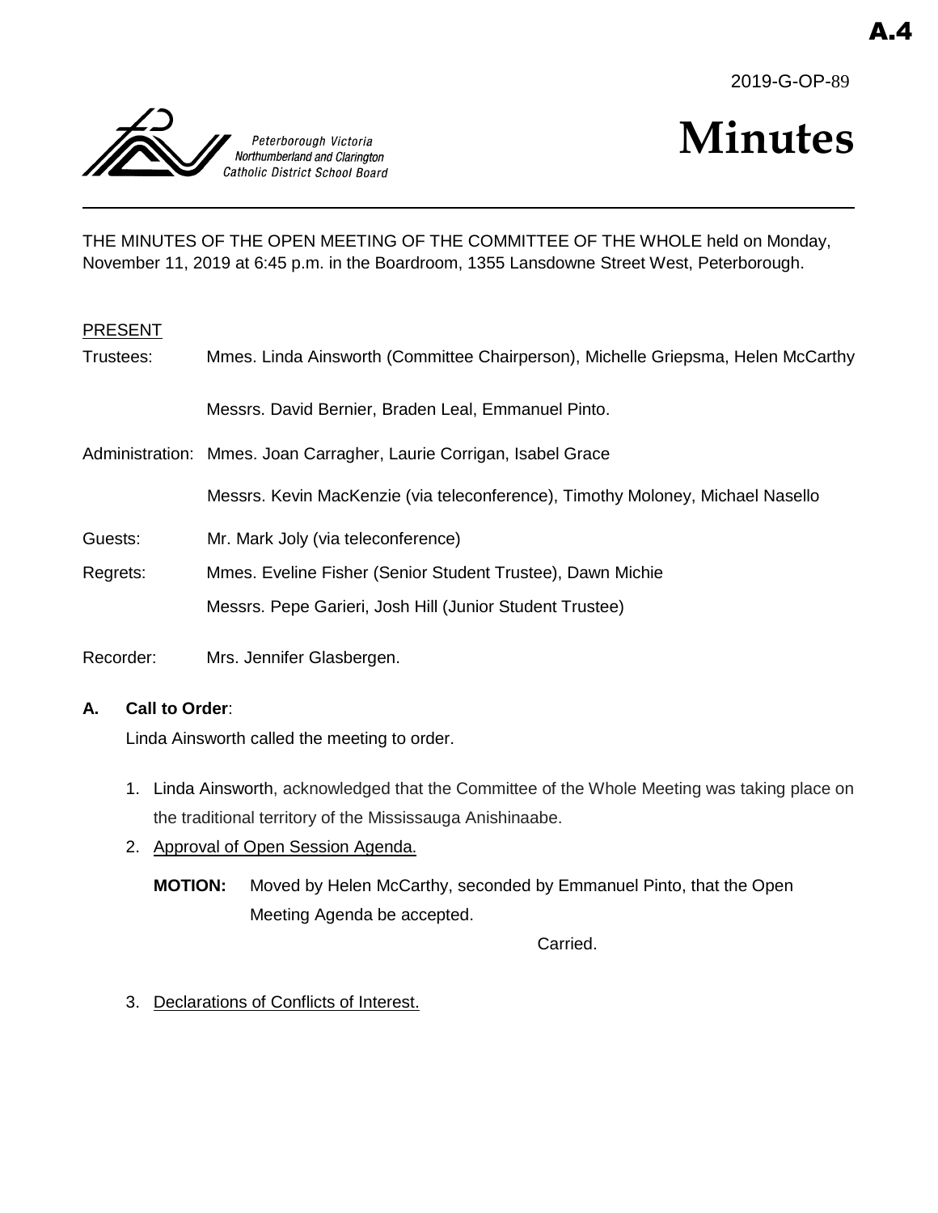A.4

2019-G-OP-89

Peterborough Victoria Northumberland and Clarington Catholic District School Board

# Minutes

THE MINUTES OF THE OPEN MEETING OF THE COMMITTEE OF THE WHOLE held on Monday, November 11, 2019 at 6:45 p.m. in the Boardroom, 1355 Lansdowne Street West, Peterborough.

PRESENT

Trustees: Mmes. Linda Ainsworth (Committee Chairperson), Michelle Griepsma, Helen McCarthy

Messrs. David Bernier, Braden Leal, Emmanuel Pinto.

Administration: Mmes. Joan Carragher, Laurie Corrigan, Isabel Grace

Messrs. Kevin MacKenzie (via teleconference), Timothy Moloney, Michael Nasello

Guests: Mr. Mark Joly (via teleconference)

Regrets: Mmes. Eveline Fisher (Senior Student Trustee), Dawn Michie

Messrs. Pepe Garieri, Josh Hill (Junior Student Trustee)

Recorder: Mrs. Jennifer Glasbergen.

**A. Call to Order**:

Linda Ainsworth called the meeting to order.

1. Linda Ainsworth, acknowledged that the Committee of the Whole Meeting was taking place on the traditional territory of the Mississauga Anishinaabe.
2. Approval of Open Session Agenda.

   **MOTION:** Moved by Helen McCarthy, seconded by Emmanuel Pinto, that the Open Meeting Agenda be accepted.

   Carried.

3. Declarations of Conflicts of Interest.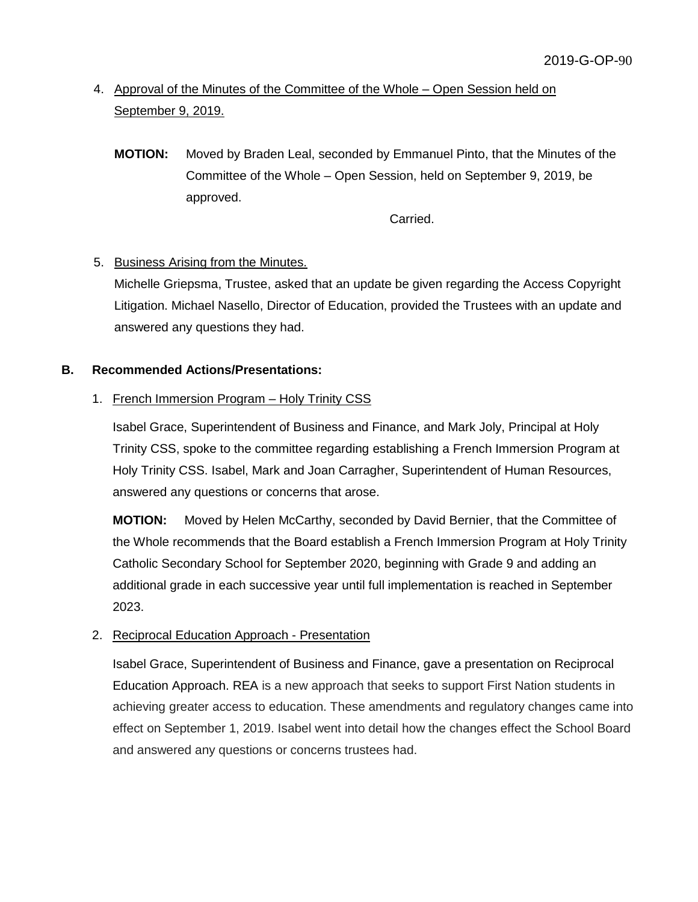4. Approval of the Minutes of the Committee of the Whole – Open Session held on September 9, 2019.

   **MOTION:** Moved by Braden Leal, seconded by Emmanuel Pinto, that the Minutes of the Committee of the Whole – Open Session, held on September 9, 2019, be approved.

   Carried.

5. Business Arising from the Minutes.

   Michelle Griepsma, Trustee, asked that an update be given regarding the Access Copyright Litigation. Michael Nasello, Director of Education, provided the Trustees with an update and answered any questions they had.

**B. Recommended Actions/Presentations:**

1. French Immersion Program – Holy Trinity CSS

   Isabel Grace, Superintendent of Business and Finance, and Mark Joly, Principal at Holy Trinity CSS, spoke to the committee regarding establishing a French Immersion Program at Holy Trinity CSS. Isabel, Mark and Joan Carragher, Superintendent of Human Resources, answered any questions or concerns that arose.

   **MOTION:** Moved by Helen McCarthy, seconded by David Bernier, that the Committee of the Whole recommends that the Board establish a French Immersion Program at Holy Trinity Catholic Secondary School for September 2020, beginning with Grade 9 and adding an additional grade in each successive year until full implementation is reached in September 2023.

2. Reciprocal Education Approach - Presentation

   Isabel Grace, Superintendent of Business and Finance, gave a presentation on Reciprocal Education Approach. REA is a new approach that seeks to support First Nation students in achieving greater access to education. These amendments and regulatory changes came into effect on September 1, 2019. Isabel went into detail how the changes effect the School Board and answered any questions or concerns trustees had.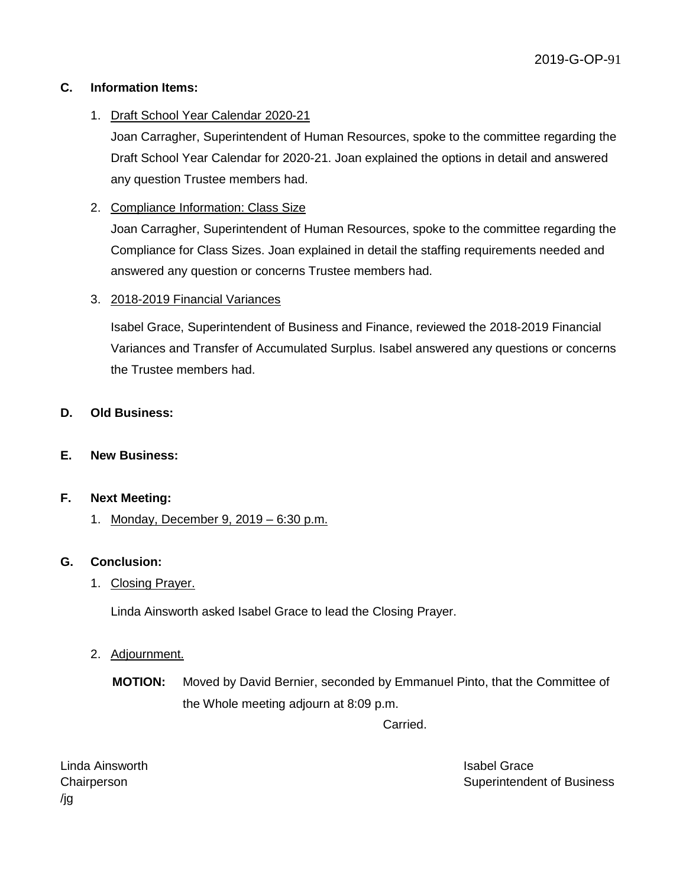2019-G-OP-91

**C. Information Items:**

1. Draft School Year Calendar 2020-21

   Joan Carragher, Superintendent of Human Resources, spoke to the committee regarding the Draft School Year Calendar for 2020-21. Joan explained the options in detail and answered any question Trustee members had.

2. Compliance Information: Class Size

   Joan Carragher, Superintendent of Human Resources, spoke to the committee regarding the Compliance for Class Sizes. Joan explained in detail the staffing requirements needed and answered any question or concerns Trustee members had.

3. 2018-2019 Financial Variances

   Isabel Grace, Superintendent of Business and Finance, reviewed the 2018-2019 Financial Variances and Transfer of Accumulated Surplus. Isabel answered any questions or concerns the Trustee members had.

**D. Old Business:**

**E. New Business:**

**F. Next Meeting:**

1. Monday, December 9, 2019 – 6:30 p.m.

**G. Conclusion:**

1. Closing Prayer.

   Linda Ainsworth asked Isabel Grace to lead the Closing Prayer.

2. Adjournment.

   **MOTION:** Moved by David Bernier, seconded by Emmanuel Pinto, that the Committee of the Whole meeting adjourn at 8:09 p.m.

   Carried.

Linda Ainsworth
Chairperson
/jg

Isabel Grace
Superintendent of Business